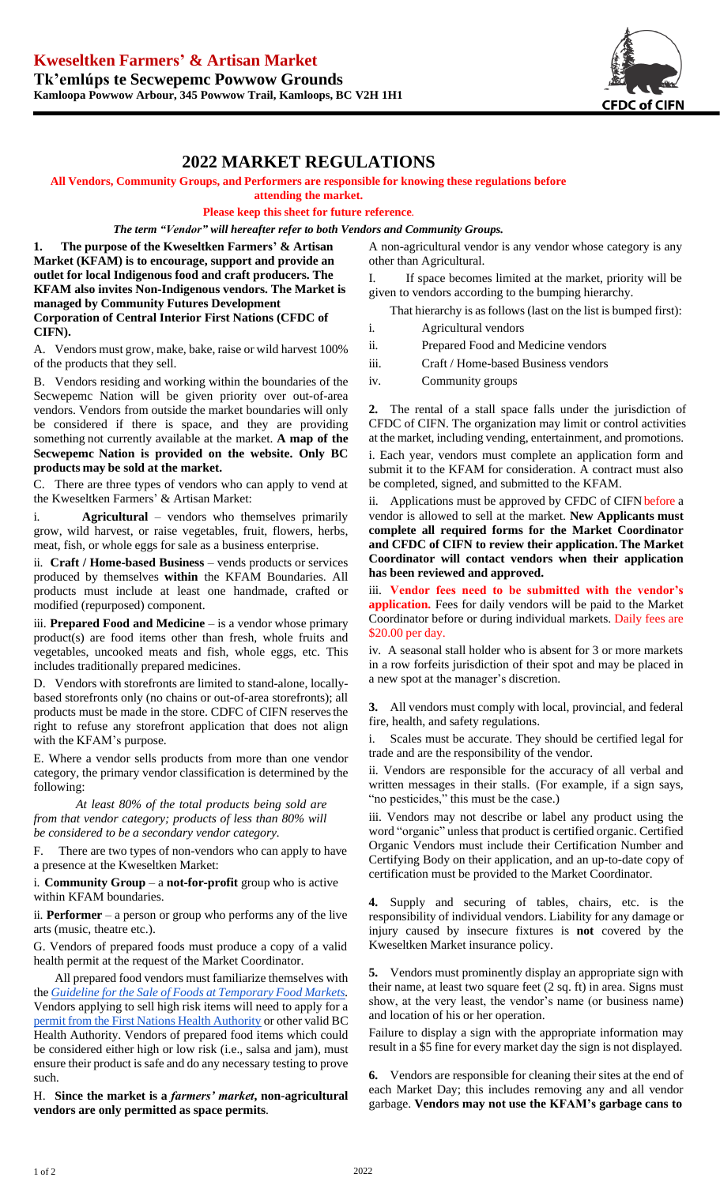# Kweseltken Farmers' & Artisan Market

**Tk'emlúps te Secwepemc Powwow Grounds**
**Kamloopa Powwow Arbour, 345 Powwow Trail, Kamloops, BC V2H 1H1**

## 2022 MARKET REGULATIONS

**All Vendors, Community Groups, and Performers are responsible for knowing these regulations before attending the market.**

**Please keep this sheet for future reference.**

***The term "Vendor" will hereafter refer to both Vendors and Community Groups.***

**1. The purpose of the Kweseltken Farmers' & Artisan Market (KFAM) is to encourage, support and provide an outlet for local Indigenous food and craft producers. The KFAM also invites Non-Indigenous vendors. The Market is managed by Community Futures Development Corporation of Central Interior First Nations (CFDC of CIFN).**

A. Vendors must grow, make, bake, raise or wild harvest 100% of the products that they sell.

B. Vendors residing and working within the boundaries of the Secwepemc Nation will be given priority over out-of-area vendors. Vendors from outside the market boundaries will only be considered if there is space, and they are providing something not currently available at the market. **A map of the Secwepemc Nation is provided on the website. Only BC products may be sold at the market.**

C. There are three types of vendors who can apply to vend at the Kweseltken Farmers' & Artisan Market:

i. **Agricultural** – vendors who themselves primarily grow, wild harvest, or raise vegetables, fruit, flowers, herbs, meat, fish, or whole eggs for sale as a business enterprise.

ii. **Craft / Home-based Business** – vends products or services produced by themselves **within** the KFAM Boundaries. All products must include at least one handmade, crafted or modified (repurposed) component.

iii. **Prepared Food and Medicine** – is a vendor whose primary product(s) are food items other than fresh, whole fruits and vegetables, uncooked meats and fish, whole eggs, etc. This includes traditionally prepared medicines.

D. Vendors with storefronts are limited to stand-alone, locally-based storefronts only (no chains or out-of-area storefronts); all products must be made in the store. CDFC of CIFN reserves the right to refuse any storefront application that does not align with the KFAM's purpose.

E. Where a vendor sells products from more than one vendor category, the primary vendor classification is determined by the following:

*At least 80% of the total products being sold are from that vendor category; products of less than 80% will be considered to be a secondary vendor category.*

F. There are two types of non-vendors who can apply to have a presence at the Kweseltken Market:

i. **Community Group** – a **not-for-profit** group who is active within KFAM boundaries.

ii. **Performer** – a person or group who performs any of the live arts (music, theatre etc.).

G. Vendors of prepared foods must produce a copy of a valid health permit at the request of the Market Coordinator.

All prepared food vendors must familiarize themselves with the *Guideline for the Sale of Foods at Temporary Food Markets.* Vendors applying to sell high risk items will need to apply for a permit from the First Nations Health Authority or other valid BC Health Authority. Vendors of prepared food items which could be considered either high or low risk (i.e., salsa and jam), must ensure their product is safe and do any necessary testing to prove such.

H. **Since the market is a *farmers' market*, non-agricultural vendors are only permitted as space permits**.

A non-agricultural vendor is any vendor whose category is any other than Agricultural.

I. If space becomes limited at the market, priority will be given to vendors according to the bumping hierarchy.

That hierarchy is as follows (last on the list is bumped first):

i. Agricultural vendors
ii. Prepared Food and Medicine vendors
iii. Craft / Home-based Business vendors
iv. Community groups

**2.** The rental of a stall space falls under the jurisdiction of CFDC of CIFN. The organization may limit or control activities at the market, including vending, entertainment, and promotions.

i. Each year, vendors must complete an application form and submit it to the KFAM for consideration. A contract must also be completed, signed, and submitted to the KFAM.

ii. Applications must be approved by CFDC of CIFN before a vendor is allowed to sell at the market. **New Applicants must complete all required forms for the Market Coordinator and CFDC of CIFN to review their application. The Market Coordinator will contact vendors when their application has been reviewed and approved.**

iii. **Vendor fees need to be submitted with the vendor's application.** Fees for daily vendors will be paid to the Market Coordinator before or during individual markets. Daily fees are $20.00 per day.

iv. A seasonal stall holder who is absent for 3 or more markets in a row forfeits jurisdiction of their spot and may be placed in a new spot at the manager's discretion.

**3.** All vendors must comply with local, provincial, and federal fire, health, and safety regulations.

i. Scales must be accurate. They should be certified legal for trade and are the responsibility of the vendor.

ii. Vendors are responsible for the accuracy of all verbal and written messages in their stalls. (For example, if a sign says, "no pesticides," this must be the case.)

iii. Vendors may not describe or label any product using the word "organic" unless that product is certified organic. Certified Organic Vendors must include their Certification Number and Certifying Body on their application, and an up-to-date copy of certification must be provided to the Market Coordinator.

**4.** Supply and securing of tables, chairs, etc. is the responsibility of individual vendors. Liability for any damage or injury caused by insecure fixtures is **not** covered by the Kweseltken Market insurance policy.

**5.** Vendors must prominently display an appropriate sign with their name, at least two square feet (2 sq. ft) in area. Signs must show, at the very least, the vendor's name (or business name) and location of his or her operation.

Failure to display a sign with the appropriate information may result in a $5 fine for every market day the sign is not displayed.

**6.** Vendors are responsible for cleaning their sites at the end of each Market Day; this includes removing any and all vendor garbage. **Vendors may not use the KFAM's garbage cans to**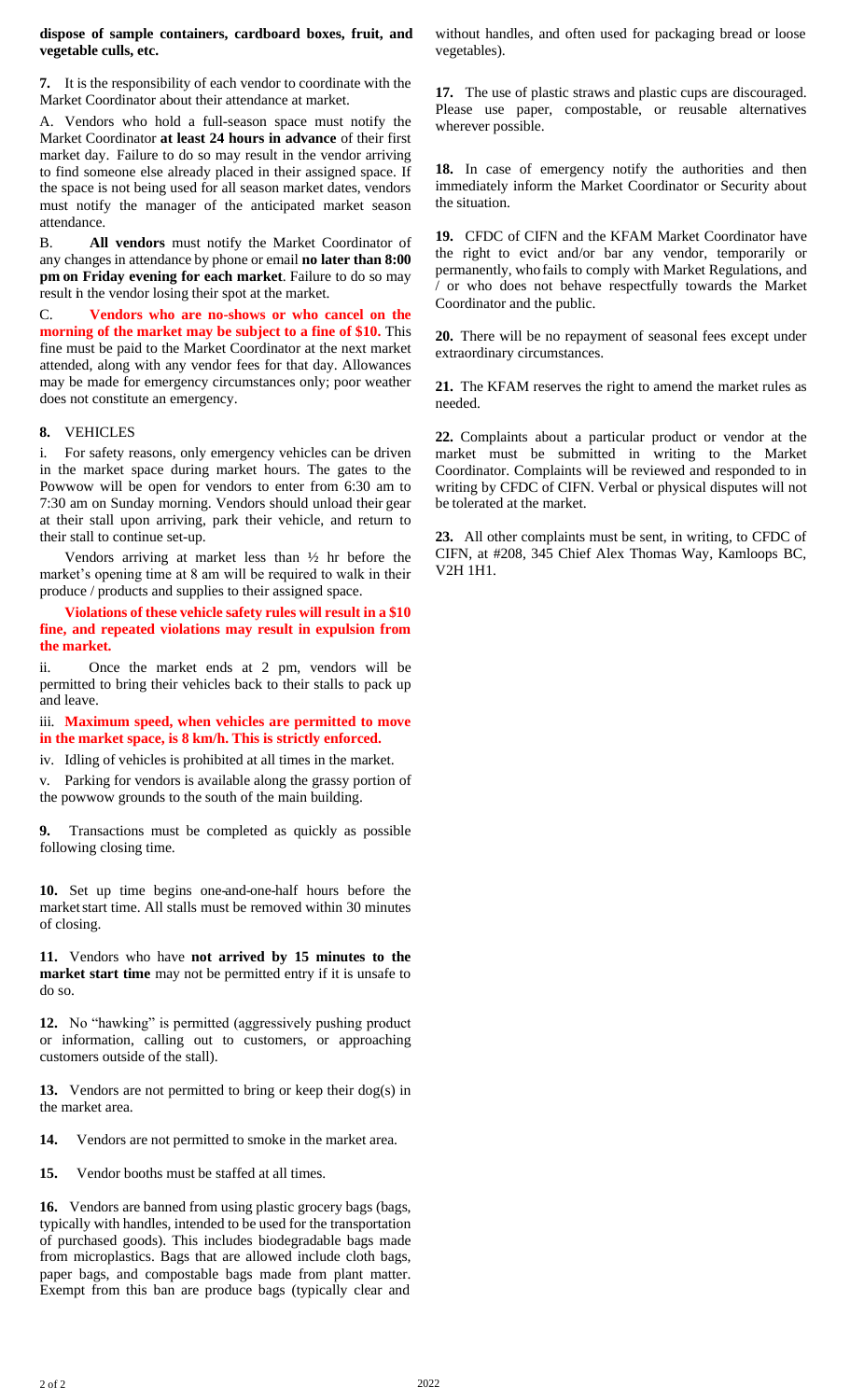**dispose of sample containers, cardboard boxes, fruit, and vegetable culls, etc.**

**7.** It is the responsibility of each vendor to coordinate with the Market Coordinator about their attendance at market.

A. Vendors who hold a full-season space must notify the Market Coordinator **at least 24 hours in advance** of their first market day. Failure to do so may result in the vendor arriving to find someone else already placed in their assigned space. If the space is not being used for all season market dates, vendors must notify the manager of the anticipated market season attendance.

B. **All vendors** must notify the Market Coordinator of any changes in attendance by phone or email **no later than 8:00 pm on Friday evening for each market**. Failure to do so may result in the vendor losing their spot at the market.

C. **Vendors who are no-shows or who cancel on the morning of the market may be subject to a fine of $10.** This fine must be paid to the Market Coordinator at the next market attended, along with any vendor fees for that day. Allowances may be made for emergency circumstances only; poor weather does not constitute an emergency.

**8.** VEHICLES

i. For safety reasons, only emergency vehicles can be driven in the market space during market hours. The gates to the Powwow will be open for vendors to enter from 6:30 am to 7:30 am on Sunday morning. Vendors should unload their gear at their stall upon arriving, park their vehicle, and return to their stall to continue set-up.

Vendors arriving at market less than ½ hr before the market's opening time at 8 am will be required to walk in their produce / products and supplies to their assigned space.

**Violations of these vehicle safety rules will result in a $10 fine, and repeated violations may result in expulsion from the market.**

ii. Once the market ends at 2 pm, vendors will be permitted to bring their vehicles back to their stalls to pack up and leave.

iii. **Maximum speed, when vehicles are permitted to move in the market space, is 8 km/h. This is strictly enforced.**

iv. Idling of vehicles is prohibited at all times in the market.

v. Parking for vendors is available along the grassy portion of the powwow grounds to the south of the main building.

**9.** Transactions must be completed as quickly as possible following closing time.

**10.** Set up time begins one-and-one-half hours before the market start time. All stalls must be removed within 30 minutes of closing.

**11.** Vendors who have **not arrived by 15 minutes to the market start time** may not be permitted entry if it is unsafe to do so.

**12.** No "hawking" is permitted (aggressively pushing product or information, calling out to customers, or approaching customers outside of the stall).

**13.** Vendors are not permitted to bring or keep their dog(s) in the market area.

**14.** Vendors are not permitted to smoke in the market area.

**15.** Vendor booths must be staffed at all times.

**16.** Vendors are banned from using plastic grocery bags (bags, typically with handles, intended to be used for the transportation of purchased goods). This includes biodegradable bags made from microplastics. Bags that are allowed include cloth bags, paper bags, and compostable bags made from plant matter. Exempt from this ban are produce bags (typically clear and without handles, and often used for packaging bread or loose vegetables).

**17.** The use of plastic straws and plastic cups are discouraged. Please use paper, compostable, or reusable alternatives wherever possible.

**18.** In case of emergency notify the authorities and then immediately inform the Market Coordinator or Security about the situation.

**19.** CFDC of CIFN and the KFAM Market Coordinator have the right to evict and/or bar any vendor, temporarily or permanently, who fails to comply with Market Regulations, and / or who does not behave respectfully towards the Market Coordinator and the public.

**20.** There will be no repayment of seasonal fees except under extraordinary circumstances.

**21.** The KFAM reserves the right to amend the market rules as needed.

**22.** Complaints about a particular product or vendor at the market must be submitted in writing to the Market Coordinator. Complaints will be reviewed and responded to in writing by CFDC of CIFN. Verbal or physical disputes will not be tolerated at the market.

**23.** All other complaints must be sent, in writing, to CFDC of CIFN, at #208, 345 Chief Alex Thomas Way, Kamloops BC, V2H 1H1.

2022